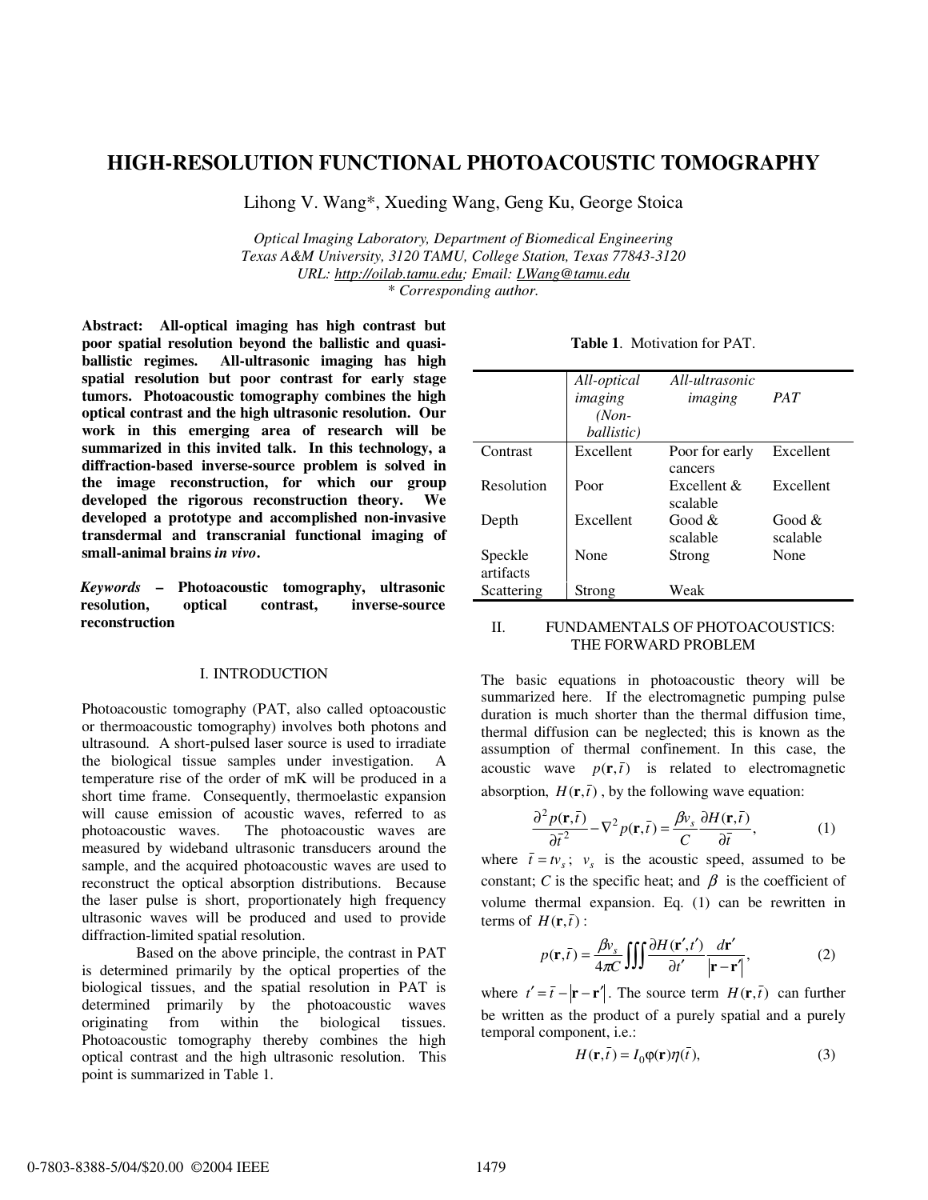# HIGH-RESOLUTION FUNCTIONAL PHOTOACOUSTIC TOMOGRAPHY

Lihong V. Wang*, Xueding Wang, Geng Ku, George Stoica

*Optical Imaging Laboratory, Department of Biomedical Engineering*
*Texas A&M University, 3120 TAMU, College Station, Texas 77843-3120*
*URL: http://oilab.tamu.edu; Email: LWang@tamu.edu*
*\* Corresponding author.*

**Abstract: All-optical imaging has high contrast but poor spatial resolution beyond the ballistic and quasi-ballistic regimes. All-ultrasonic imaging has high spatial resolution but poor contrast for early stage tumors. Photoacoustic tomography combines the high optical contrast and the high ultrasonic resolution. Our work in this emerging area of research will be summarized in this invited talk. In this technology, a diffraction-based inverse-source problem is solved in the image reconstruction, for which our group developed the rigorous reconstruction theory. We developed a prototype and accomplished non-invasive transdermal and transcranial functional imaging of small-animal brains *in vivo*.**

***Keywords* – Photoacoustic tomography, ultrasonic resolution, optical contrast, inverse-source reconstruction**

## I. INTRODUCTION

Photoacoustic tomography (PAT, also called optoacoustic or thermoacoustic tomography) involves both photons and ultrasound. A short-pulsed laser source is used to irradiate the biological tissue samples under investigation. A temperature rise of the order of mK will be produced in a short time frame. Consequently, thermoelastic expansion will cause emission of acoustic waves, referred to as photoacoustic waves. The photoacoustic waves are measured by wideband ultrasonic transducers around the sample, and the acquired photoacoustic waves are used to reconstruct the optical absorption distributions. Because the laser pulse is short, proportionately high frequency ultrasonic waves will be produced and used to provide diffraction-limited spatial resolution.

Based on the above principle, the contrast in PAT is determined primarily by the optical properties of the biological tissues, and the spatial resolution in PAT is determined primarily by the photoacoustic waves originating from within the biological tissues. Photoacoustic tomography thereby combines the high optical contrast and the high ultrasonic resolution. This point is summarized in Table 1.

**Table 1**. Motivation for PAT.

| | *All-optical imaging (Non-ballistic)* | *All-ultrasonic imaging* | *PAT* |
|---|---|---|---|
| Contrast | Excellent | Poor for early cancers | Excellent |
| Resolution | Poor | Excellent & scalable | Excellent |
| Depth | Excellent | Good & scalable | Good & scalable |
| Speckle artifacts | None | Strong | None |
| Scattering | Strong | Weak | |

## II. FUNDAMENTALS OF PHOTOACOUSTICS: THE FORWARD PROBLEM

The basic equations in photoacoustic theory will be summarized here. If the electromagnetic pumping pulse duration is much shorter than the thermal diffusion time, thermal diffusion can be neglected; this is known as the assumption of thermal confinement. In this case, the acoustic wave $p(\mathbf{r},\bar{t})$ is related to electromagnetic absorption, $H(\mathbf{r},\bar{t})$, by the following wave equation:

$$\frac{\partial^2 p(\mathbf{r},\bar{t})}{\partial \bar{t}^2} - \nabla^2 p(\mathbf{r},\bar{t}) = \frac{\beta v_s}{C}\frac{\partial H(\mathbf{r},\bar{t})}{\partial \bar{t}}, \tag{1}$$

where $\bar{t} = t v_s$; $v_s$ is the acoustic speed, assumed to be constant; $C$ is the specific heat; and $\beta$ is the coefficient of volume thermal expansion. Eq. (1) can be rewritten in terms of $H(\mathbf{r},\bar{t})$:

$$p(\mathbf{r},\bar{t}) = \frac{\beta v_s}{4\pi C}\iiint \frac{\partial H(\mathbf{r}',t')}{\partial t'}\frac{d\mathbf{r}'}{|\mathbf{r}-\mathbf{r}'|}, \tag{2}$$

where $t' = \bar{t} - |\mathbf{r}-\mathbf{r}'|$. The source term $H(\mathbf{r},\bar{t})$ can further be written as the product of a purely spatial and a purely temporal component, i.e.:

$$H(\mathbf{r},\bar{t}) = I_0 \varphi(\mathbf{r}) \eta(\bar{t}), \tag{3}$$

0-7803-8388-5/04/$20.00 ©2004 IEEE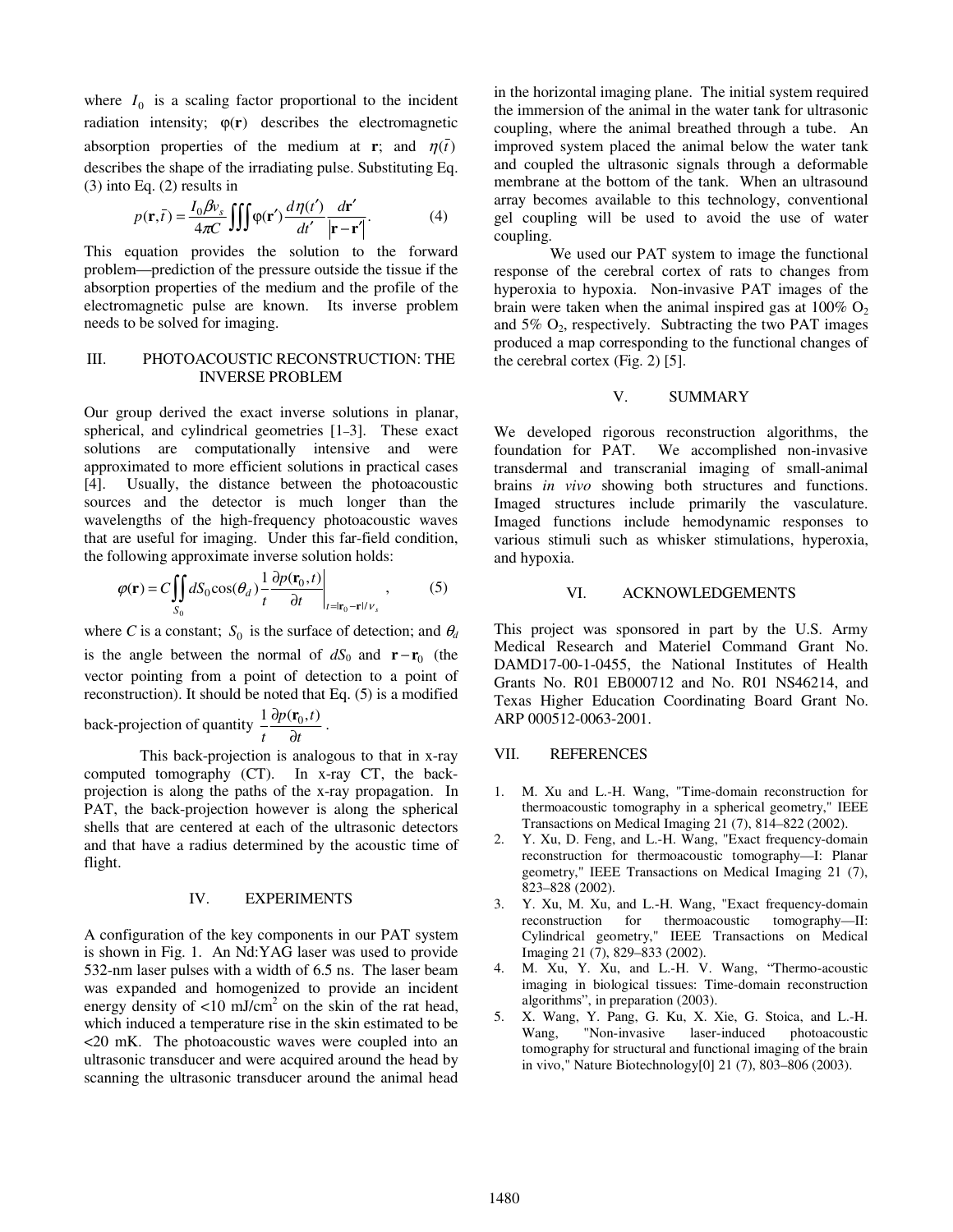where $I_0$ is a scaling factor proportional to the incident radiation intensity; $\varphi(\mathbf{r})$ describes the electromagnetic absorption properties of the medium at $\mathbf{r}$; and $\eta(\bar{t})$ describes the shape of the irradiating pulse. Substituting Eq. (3) into Eq. (2) results in

$$p(\mathbf{r},\bar{t}) = \frac{I_0 \beta v_s}{4\pi C} \iiint \varphi(\mathbf{r}') \frac{d\eta(t')}{dt'} \frac{d\mathbf{r}'}{|\mathbf{r}-\mathbf{r}'|}. \tag{4}$$

This equation provides the solution to the forward problem—prediction of the pressure outside the tissue if the absorption properties of the medium and the profile of the electromagnetic pulse are known. Its inverse problem needs to be solved for imaging.

## III. PHOTOACOUSTIC RECONSTRUCTION: THE INVERSE PROBLEM

Our group derived the exact inverse solutions in planar, spherical, and cylindrical geometries [1–3]. These exact solutions are computationally intensive and were approximated to more efficient solutions in practical cases [4]. Usually, the distance between the photoacoustic sources and the detector is much longer than the wavelengths of the high-frequency photoacoustic waves that are useful for imaging. Under this far-field condition, the following approximate inverse solution holds:

$$\varphi(\mathbf{r}) = C \iint_{S_0} dS_0 \cos(\theta_d) \frac{1}{t} \frac{\partial p(\mathbf{r}_0, t)}{\partial t} \bigg|_{t=|\mathbf{r}_0-\mathbf{r}|/v_s}, \tag{5}$$

where $C$ is a constant; $S_0$ is the surface of detection; and $\theta_d$ is the angle between the normal of $dS_0$ and $\mathbf{r}-\mathbf{r}_0$ (the vector pointing from a point of detection to a point of reconstruction). It should be noted that Eq. (5) is a modified back-projection of quantity $\frac{1}{t}\frac{\partial p(\mathbf{r}_0,t)}{\partial t}$.

This back-projection is analogous to that in x-ray computed tomography (CT). In x-ray CT, the back-projection is along the paths of the x-ray propagation. In PAT, the back-projection however is along the spherical shells that are centered at each of the ultrasonic detectors and that have a radius determined by the acoustic time of flight.

## IV. EXPERIMENTS

A configuration of the key components in our PAT system is shown in Fig. 1. An Nd:YAG laser was used to provide 532-nm laser pulses with a width of 6.5 ns. The laser beam was expanded and homogenized to provide an incident energy density of <10 mJ/cm$^2$ on the skin of the rat head, which induced a temperature rise in the skin estimated to be <20 mK. The photoacoustic waves were coupled into an ultrasonic transducer and were acquired around the head by scanning the ultrasonic transducer around the animal head in the horizontal imaging plane. The initial system required the immersion of the animal in the water tank for ultrasonic coupling, where the animal breathed through a tube. An improved system placed the animal below the water tank and coupled the ultrasonic signals through a deformable membrane at the bottom of the tank. When an ultrasound array becomes available to this technology, conventional gel coupling will be used to avoid the use of water coupling.

We used our PAT system to image the functional response of the cerebral cortex of rats to changes from hyperoxia to hypoxia. Non-invasive PAT images of the brain were taken when the animal inspired gas at 100% $O_2$ and 5% $O_2$, respectively. Subtracting the two PAT images produced a map corresponding to the functional changes of the cerebral cortex (Fig. 2) [5].

## V. SUMMARY

We developed rigorous reconstruction algorithms, the foundation for PAT. We accomplished non-invasive transdermal and transcranial imaging of small-animal brains *in vivo* showing both structures and functions. Imaged structures include primarily the vasculature. Imaged functions include hemodynamic responses to various stimuli such as whisker stimulations, hyperoxia, and hypoxia.

## VI. ACKNOWLEDGEMENTS

This project was sponsored in part by the U.S. Army Medical Research and Materiel Command Grant No. DAMD17-00-1-0455, the National Institutes of Health Grants No. R01 EB000712 and No. R01 NS46214, and Texas Higher Education Coordinating Board Grant No. ARP 000512-0063-2001.

## VII. REFERENCES

1. M. Xu and L.-H. Wang, "Time-domain reconstruction for thermoacoustic tomography in a spherical geometry," IEEE Transactions on Medical Imaging 21 (7), 814–822 (2002).
2. Y. Xu, D. Feng, and L.-H. Wang, "Exact frequency-domain reconstruction for thermoacoustic tomography—I: Planar geometry," IEEE Transactions on Medical Imaging 21 (7), 823–828 (2002).
3. Y. Xu, M. Xu, and L.-H. Wang, "Exact frequency-domain reconstruction for thermoacoustic tomography—II: Cylindrical geometry," IEEE Transactions on Medical Imaging 21 (7), 829–833 (2002).
4. M. Xu, Y. Xu, and L.-H. V. Wang, "Thermo-acoustic imaging in biological tissues: Time-domain reconstruction algorithms", in preparation (2003).
5. X. Wang, Y. Pang, G. Ku, X. Xie, G. Stoica, and L.-H. Wang, "Non-invasive laser-induced photoacoustic tomography for structural and functional imaging of the brain in vivo," Nature Biotechnology[0] 21 (7), 803–806 (2003).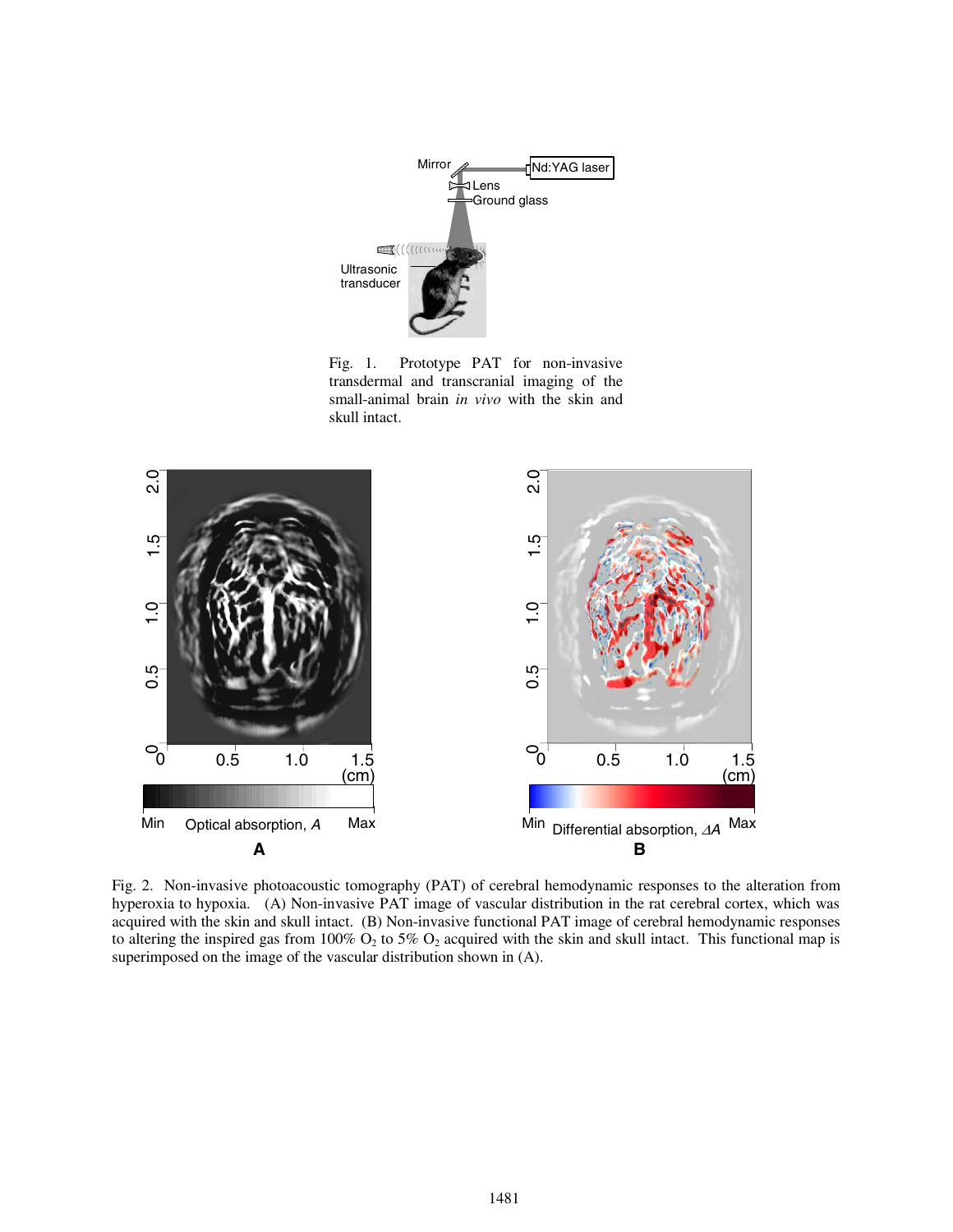Mirror

Nd:YAG laser

Lens

Ground glass

Ultrasonic transducer

Fig. 1. Prototype PAT for non-invasive transdermal and transcranial imaging of the small-animal brain *in vivo* with the skin and skull intact.

2.0

1.5

1.0

0.5

0

0

0.5

1.0

1.5

(cm)

Min Optical absorption, *A* Max

**A**

2.0

1.5

1.0

0.5

0

0

0.5

1.0

1.5

(cm)

Min Differential absorption, *ΔA* Max

**B**

Fig. 2. Non-invasive photoacoustic tomography (PAT) of cerebral hemodynamic responses to the alteration from hyperoxia to hypoxia. (A) Non-invasive PAT image of vascular distribution in the rat cerebral cortex, which was acquired with the skin and skull intact. (B) Non-invasive functional PAT image of cerebral hemodynamic responses to altering the inspired gas from 100% $O_2$ to 5% $O_2$ acquired with the skin and skull intact. This functional map is superimposed on the image of the vascular distribution shown in (A).